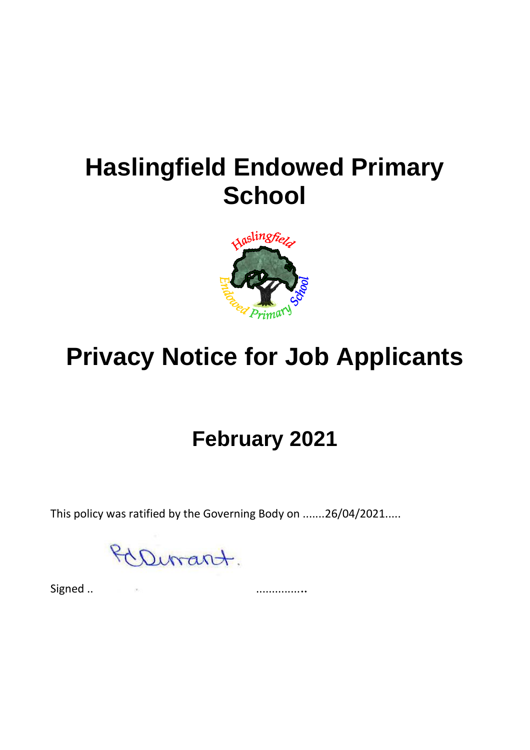# Haslingfield Endowed Primary School

# Privacy Notice for Job Applicants

## February 2021

This policy was ratified by the Governing Body on .......26/04/2021.....

Signed .. ................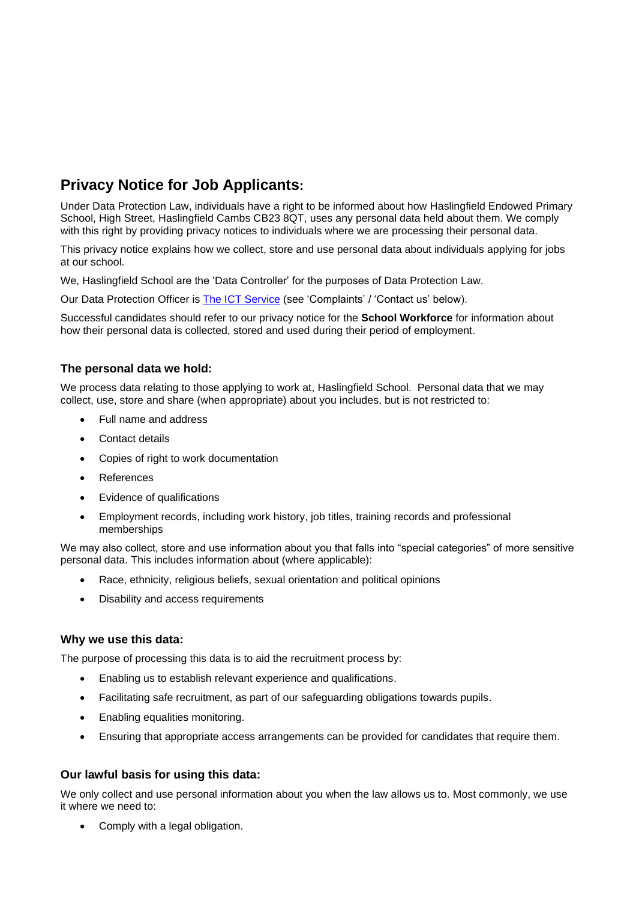## Privacy Notice for Job Applicants:

Under Data Protection Law, individuals have a right to be informed about how Haslingfield Endowed Primary School, High Street, Haslingfield Cambs CB23 8QT, uses any personal data held about them. We comply with this right by providing privacy notices to individuals where we are processing their personal data.

This privacy notice explains how we collect, store and use personal data about individuals applying for jobs at our school.

We, Haslingfield School are the 'Data Controller' for the purposes of Data Protection Law.

Our Data Protection Officer is [The ICT Service](#) (see 'Complaints' / 'Contact us' below).

Successful candidates should refer to our privacy notice for the **School Workforce** for information about how their personal data is collected, stored and used during their period of employment.

### The personal data we hold:

We process data relating to those applying to work at, Haslingfield School. Personal data that we may collect, use, store and share (when appropriate) about you includes, but is not restricted to:

- Full name and address
- Contact details
- Copies of right to work documentation
- References
- Evidence of qualifications
- Employment records, including work history, job titles, training records and professional memberships

We may also collect, store and use information about you that falls into "special categories" of more sensitive personal data. This includes information about (where applicable):

- Race, ethnicity, religious beliefs, sexual orientation and political opinions
- Disability and access requirements

### Why we use this data:

The purpose of processing this data is to aid the recruitment process by:

- Enabling us to establish relevant experience and qualifications.
- Facilitating safe recruitment, as part of our safeguarding obligations towards pupils.
- Enabling equalities monitoring.
- Ensuring that appropriate access arrangements can be provided for candidates that require them.

### Our lawful basis for using this data:

We only collect and use personal information about you when the law allows us to. Most commonly, we use it where we need to:

- Comply with a legal obligation.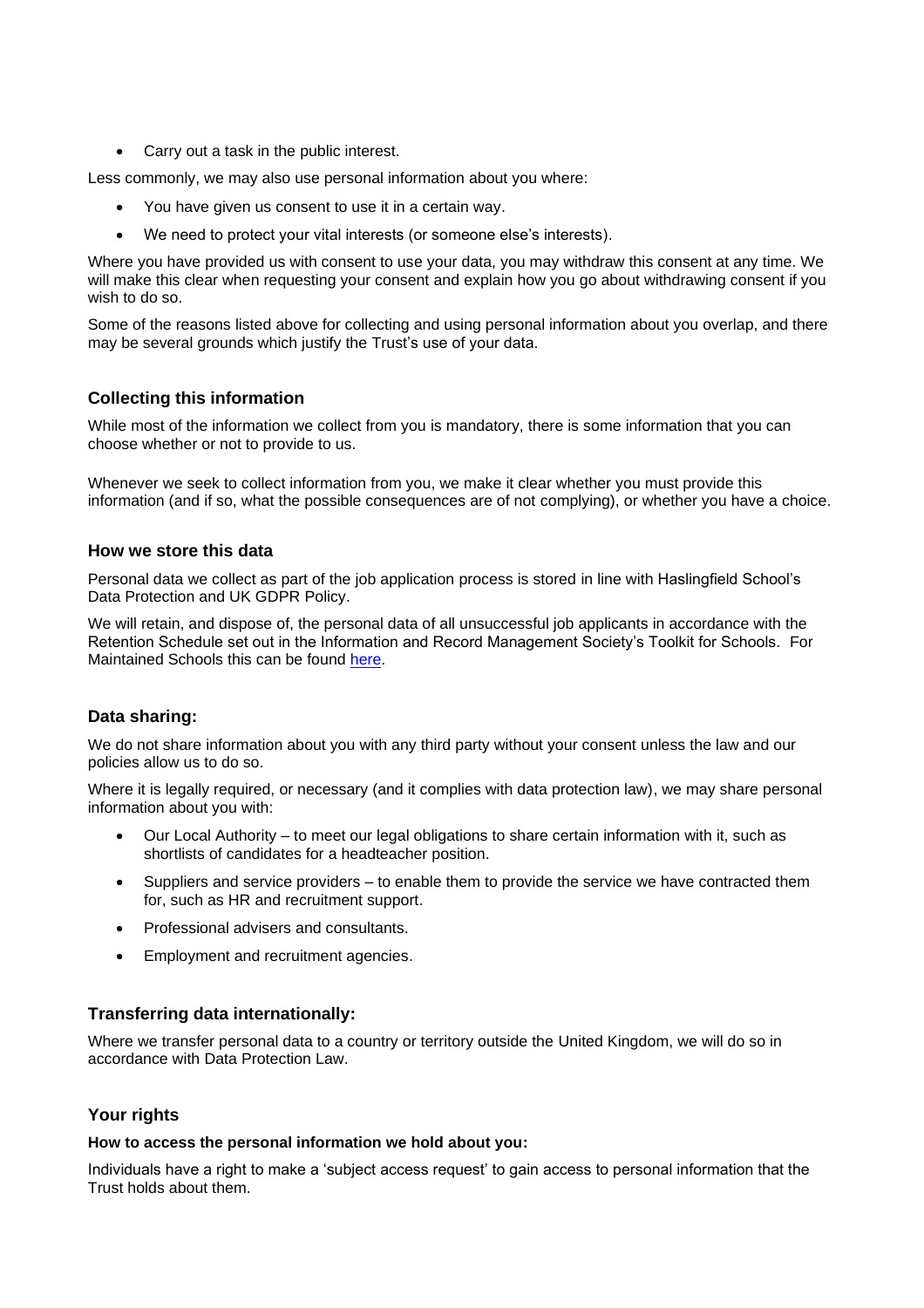- Carry out a task in the public interest.

Less commonly, we may also use personal information about you where:

- You have given us consent to use it in a certain way.
- We need to protect your vital interests (or someone else's interests).

Where you have provided us with consent to use your data, you may withdraw this consent at any time. We will make this clear when requesting your consent and explain how you go about withdrawing consent if you wish to do so.

Some of the reasons listed above for collecting and using personal information about you overlap, and there may be several grounds which justify the Trust's use of your data.

### Collecting this information

While most of the information we collect from you is mandatory, there is some information that you can choose whether or not to provide to us.

Whenever we seek to collect information from you, we make it clear whether you must provide this information (and if so, what the possible consequences are of not complying), or whether you have a choice.

### How we store this data

Personal data we collect as part of the job application process is stored in line with Haslingfield School's Data Protection and UK GDPR Policy.

We will retain, and dispose of, the personal data of all unsuccessful job applicants in accordance with the Retention Schedule set out in the Information and Record Management Society's Toolkit for Schools. For Maintained Schools this can be found here.

### Data sharing:

We do not share information about you with any third party without your consent unless the law and our policies allow us to do so.

Where it is legally required, or necessary (and it complies with data protection law), we may share personal information about you with:

- Our Local Authority – to meet our legal obligations to share certain information with it, such as shortlists of candidates for a headteacher position.
- Suppliers and service providers – to enable them to provide the service we have contracted them for, such as HR and recruitment support.
- Professional advisers and consultants.
- Employment and recruitment agencies.

### Transferring data internationally:

Where we transfer personal data to a country or territory outside the United Kingdom, we will do so in accordance with Data Protection Law.

### Your rights

**How to access the personal information we hold about you:**

Individuals have a right to make a 'subject access request' to gain access to personal information that the Trust holds about them.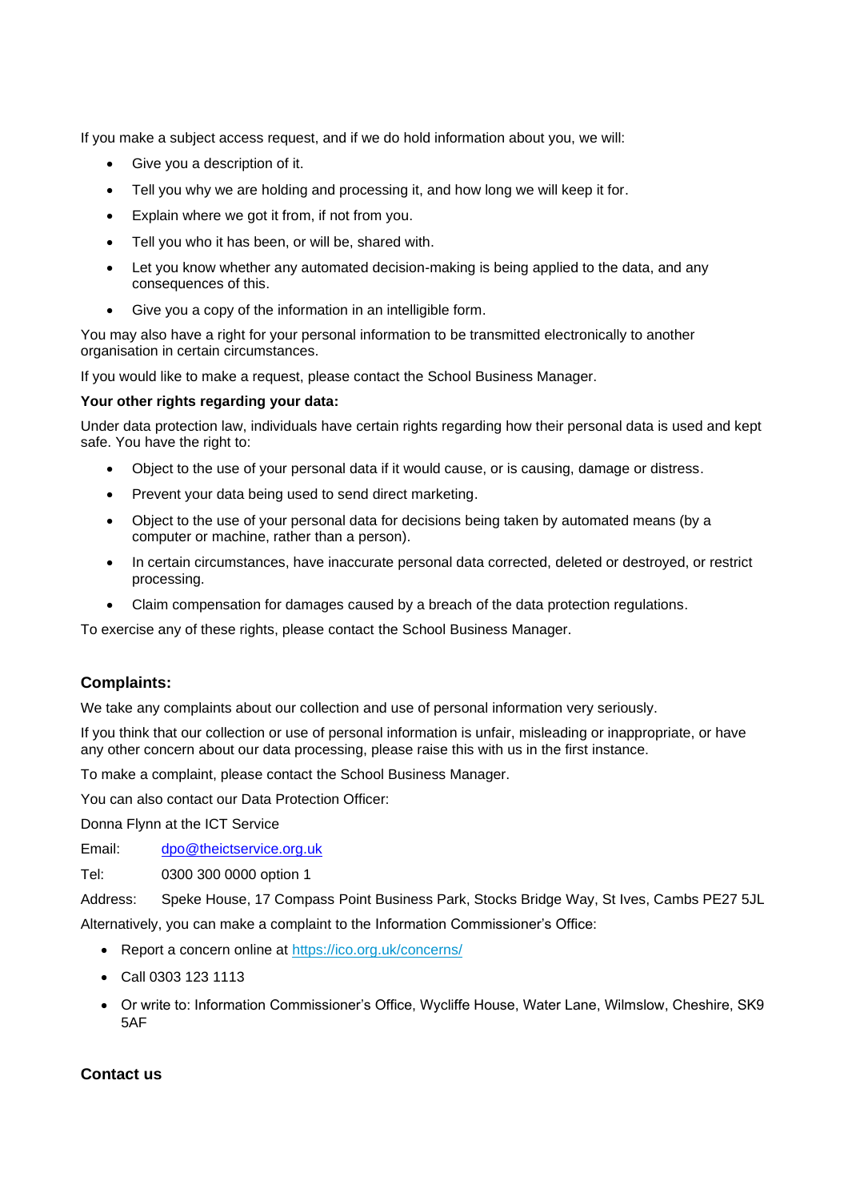If you make a subject access request, and if we do hold information about you, we will:

- Give you a description of it.
- Tell you why we are holding and processing it, and how long we will keep it for.
- Explain where we got it from, if not from you.
- Tell you who it has been, or will be, shared with.
- Let you know whether any automated decision-making is being applied to the data, and any consequences of this.
- Give you a copy of the information in an intelligible form.

You may also have a right for your personal information to be transmitted electronically to another organisation in certain circumstances.

If you would like to make a request, please contact the School Business Manager.

**Your other rights regarding your data:**

Under data protection law, individuals have certain rights regarding how their personal data is used and kept safe. You have the right to:

- Object to the use of your personal data if it would cause, or is causing, damage or distress.
- Prevent your data being used to send direct marketing.
- Object to the use of your personal data for decisions being taken by automated means (by a computer or machine, rather than a person).
- In certain circumstances, have inaccurate personal data corrected, deleted or destroyed, or restrict processing.
- Claim compensation for damages caused by a breach of the data protection regulations.

To exercise any of these rights, please contact the School Business Manager.

## Complaints:

We take any complaints about our collection and use of personal information very seriously.

If you think that our collection or use of personal information is unfair, misleading or inappropriate, or have any other concern about our data processing, please raise this with us in the first instance.

To make a complaint, please contact the School Business Manager.

You can also contact our Data Protection Officer:

Donna Flynn at the ICT Service

Email: dpo@theictservice.org.uk

Tel: 0300 300 0000 option 1

Address: Speke House, 17 Compass Point Business Park, Stocks Bridge Way, St Ives, Cambs PE27 5JL

Alternatively, you can make a complaint to the Information Commissioner's Office:

- Report a concern online at https://ico.org.uk/concerns/
- Call 0303 123 1113
- Or write to: Information Commissioner's Office, Wycliffe House, Water Lane, Wilmslow, Cheshire, SK9 5AF

## Contact us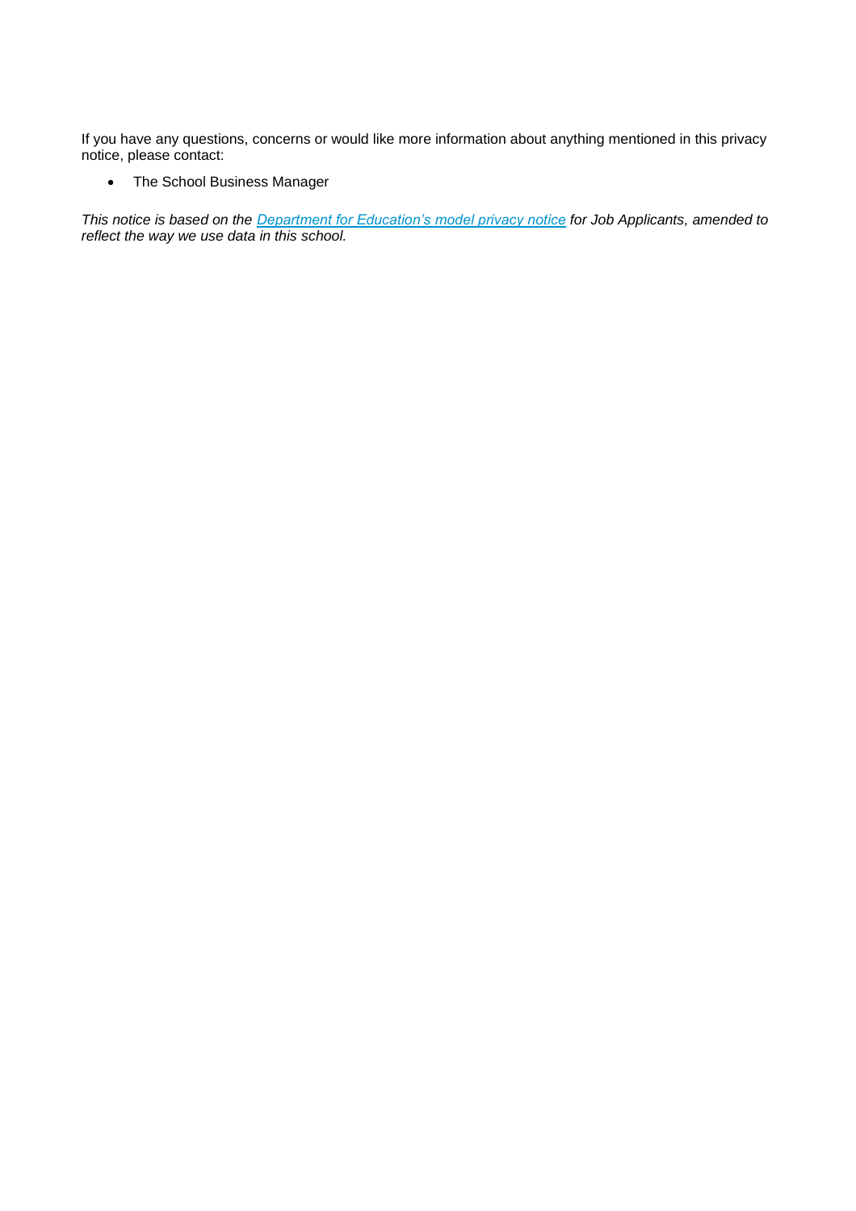If you have any questions, concerns or would like more information about anything mentioned in this privacy notice, please contact:

- The School Business Manager

*This notice is based on the [Department for Education's model privacy notice](#) for Job Applicants, amended to reflect the way we use data in this school.*